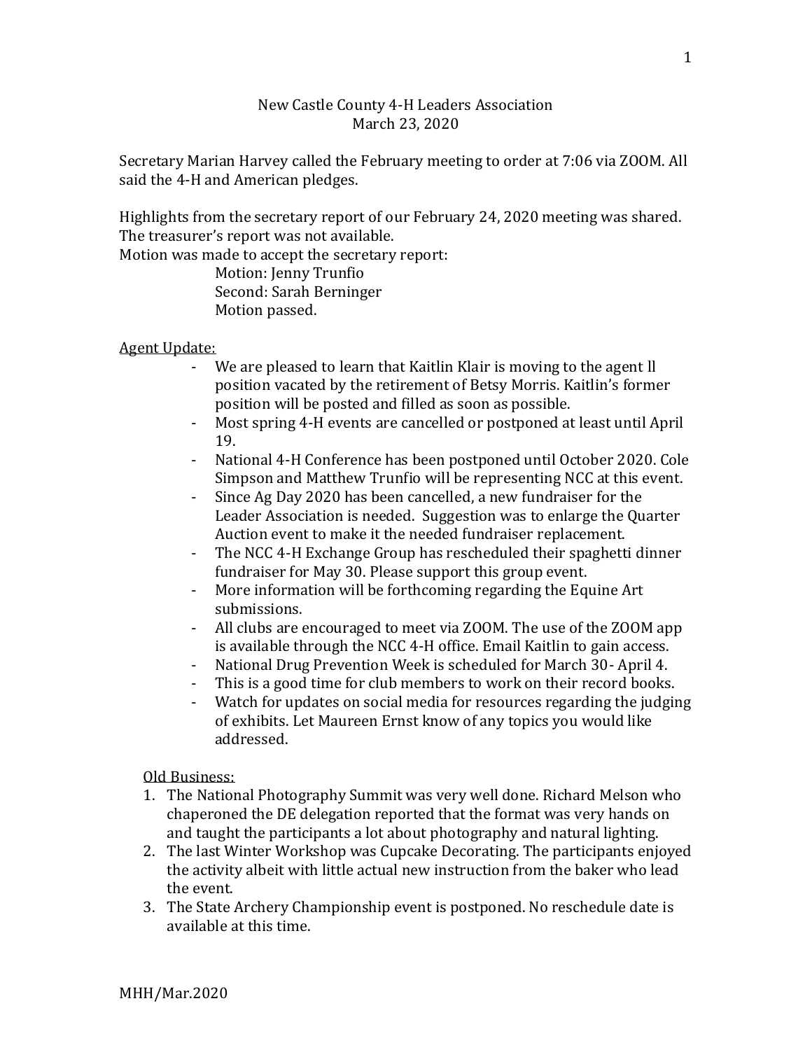# New Castle County 4-H Leaders Association
## March 23, 2020

Secretary Marian Harvey called the February meeting to order at 7:06 via ZOOM. All said the 4-H and American pledges.

Highlights from the secretary report of our February 24, 2020 meeting was shared.
The treasurer's report was not available.
Motion was made to accept the secretary report:

Motion: Jenny Trunfio
Second: Sarah Berninger
Motion passed.

<u>Agent Update:</u>

- We are pleased to learn that Kaitlin Klair is moving to the agent ll position vacated by the retirement of Betsy Morris. Kaitlin's former position will be posted and filled as soon as possible.
- Most spring 4-H events are cancelled or postponed at least until April 19.
- National 4-H Conference has been postponed until October 2020. Cole Simpson and Matthew Trunfio will be representing NCC at this event.
- Since Ag Day 2020 has been cancelled, a new fundraiser for the Leader Association is needed. Suggestion was to enlarge the Quarter Auction event to make it the needed fundraiser replacement.
- The NCC 4-H Exchange Group has rescheduled their spaghetti dinner fundraiser for May 30. Please support this group event.
- More information will be forthcoming regarding the Equine Art submissions.
- All clubs are encouraged to meet via ZOOM. The use of the ZOOM app is available through the NCC 4-H office. Email Kaitlin to gain access.
- National Drug Prevention Week is scheduled for March 30- April 4.
- This is a good time for club members to work on their record books.
- Watch for updates on social media for resources regarding the judging of exhibits. Let Maureen Ernst know of any topics you would like addressed.

<u>Old Business:</u>

1. The National Photography Summit was very well done. Richard Melson who chaperoned the DE delegation reported that the format was very hands on and taught the participants a lot about photography and natural lighting.
2. The last Winter Workshop was Cupcake Decorating. The participants enjoyed the activity albeit with little actual new instruction from the baker who lead the event.
3. The State Archery Championship event is postponed. No reschedule date is available at this time.

MHH/Mar.2020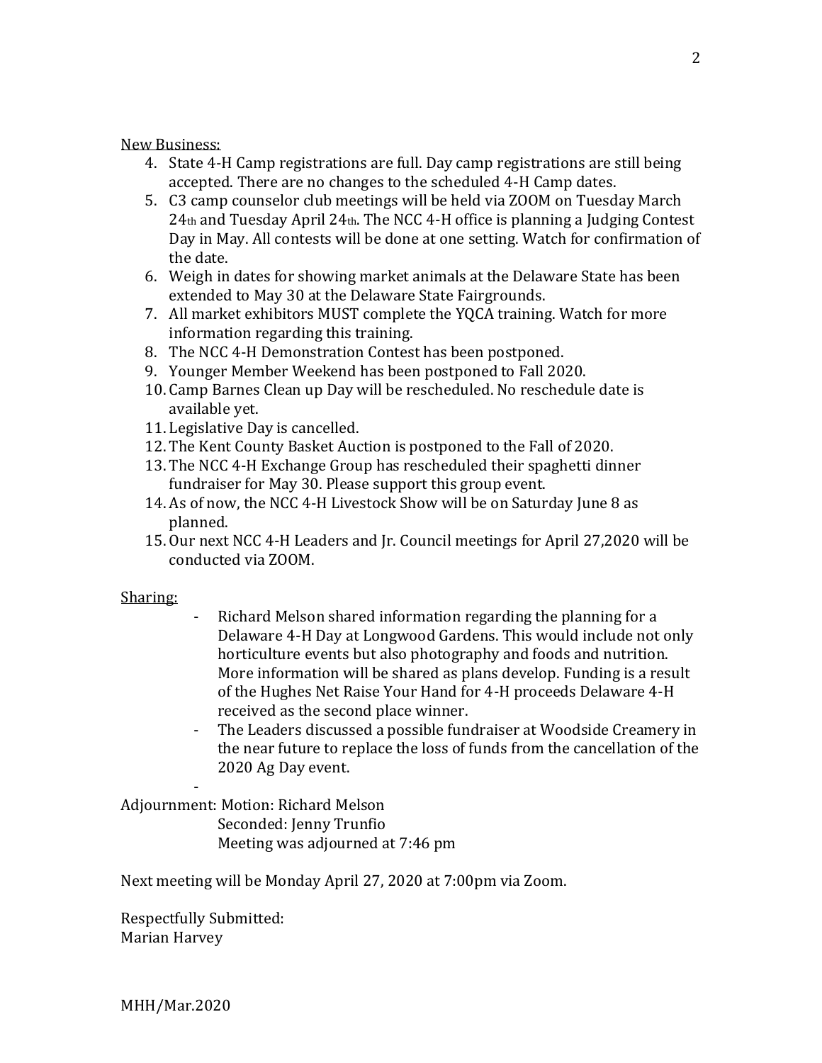New Business:

4. State 4-H Camp registrations are full. Day camp registrations are still being accepted. There are no changes to the scheduled 4-H Camp dates.
5. C3 camp counselor club meetings will be held via ZOOM on Tuesday March 24th and Tuesday April 24th. The NCC 4-H office is planning a Judging Contest Day in May. All contests will be done at one setting. Watch for confirmation of the date.
6. Weigh in dates for showing market animals at the Delaware State has been extended to May 30 at the Delaware State Fairgrounds.
7. All market exhibitors MUST complete the YQCA training. Watch for more information regarding this training.
8. The NCC 4-H Demonstration Contest has been postponed.
9. Younger Member Weekend has been postponed to Fall 2020.
10. Camp Barnes Clean up Day will be rescheduled. No reschedule date is available yet.
11. Legislative Day is cancelled.
12. The Kent County Basket Auction is postponed to the Fall of 2020.
13. The NCC 4-H Exchange Group has rescheduled their spaghetti dinner fundraiser for May 30. Please support this group event.
14. As of now, the NCC 4-H Livestock Show will be on Saturday June 8 as planned.
15. Our next NCC 4-H Leaders and Jr. Council meetings for April 27,2020 will be conducted via ZOOM.

Sharing:

- Richard Melson shared information regarding the planning for a Delaware 4-H Day at Longwood Gardens. This would include not only horticulture events but also photography and foods and nutrition. More information will be shared as plans develop. Funding is a result of the Hughes Net Raise Your Hand for 4-H proceeds Delaware 4-H received as the second place winner.
- The Leaders discussed a possible fundraiser at Woodside Creamery in the near future to replace the loss of funds from the cancellation of the 2020 Ag Day event.
-

Adjournment: Motion: Richard Melson
Seconded: Jenny Trunfio
Meeting was adjourned at 7:46 pm

Next meeting will be Monday April 27, 2020 at 7:00pm via Zoom.

Respectfully Submitted:
Marian Harvey

MHH/Mar.2020